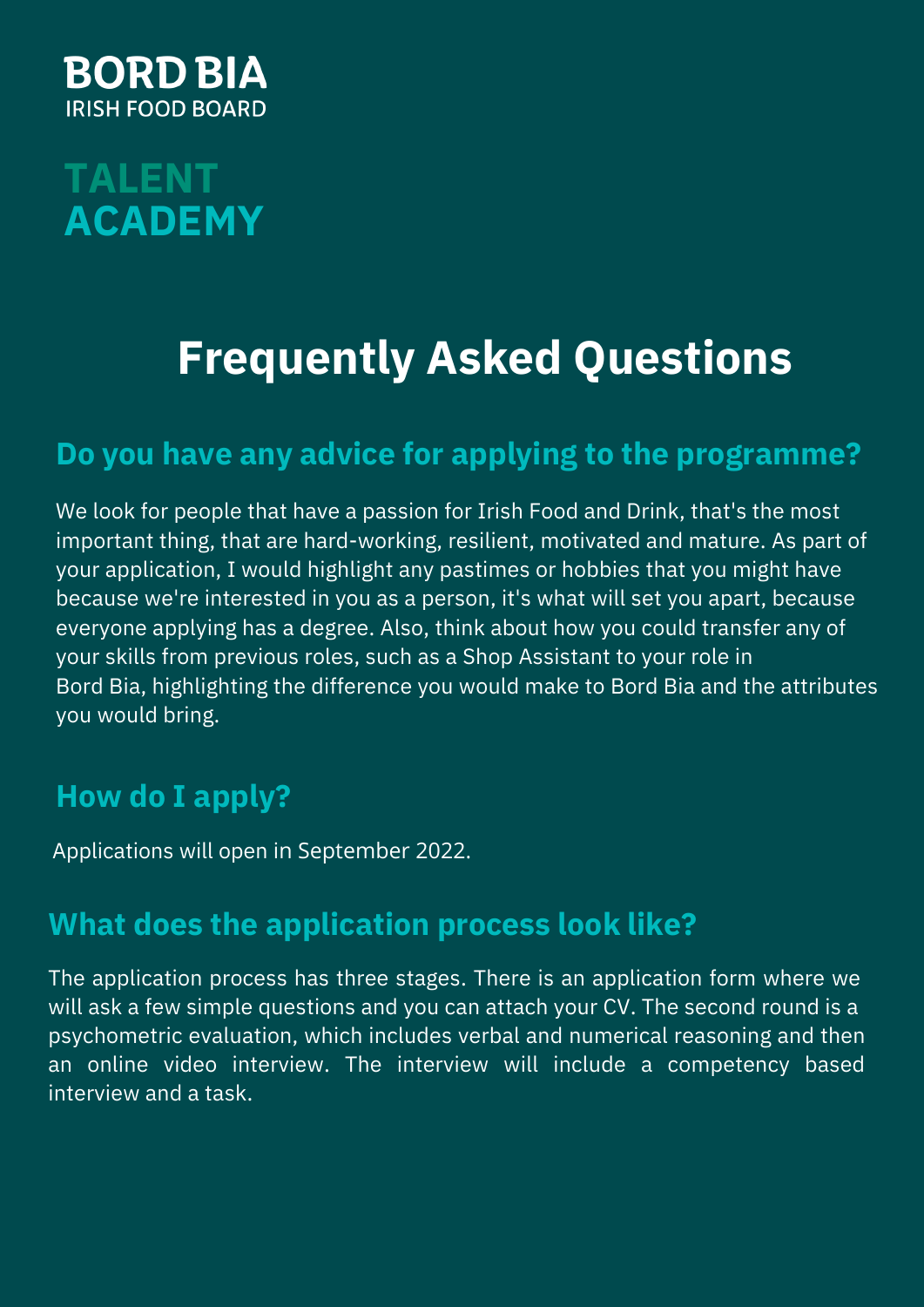**BORD BIA**
IRISH FOOD BOARD

**TALENT ACADEMY**

# Frequently Asked Questions

## Do you have any advice for applying to the programme?

We look for people that have a passion for Irish Food and Drink, that's the most important thing, that are hard-working, resilient, motivated and mature. As part of your application, I would highlight any pastimes or hobbies that you might have because we're interested in you as a person, it's what will set you apart, because everyone applying has a degree. Also, think about how you could transfer any of your skills from previous roles, such as a Shop Assistant to your role in Bord Bia, highlighting the difference you would make to Bord Bia and the attributes you would bring.

## How do I apply?

Applications will open in September 2022.

## What does the application process look like?

The application process has three stages. There is an application form where we will ask a few simple questions and you can attach your CV. The second round is a psychometric evaluation, which includes verbal and numerical reasoning and then an online video interview. The interview will include a competency based interview and a task.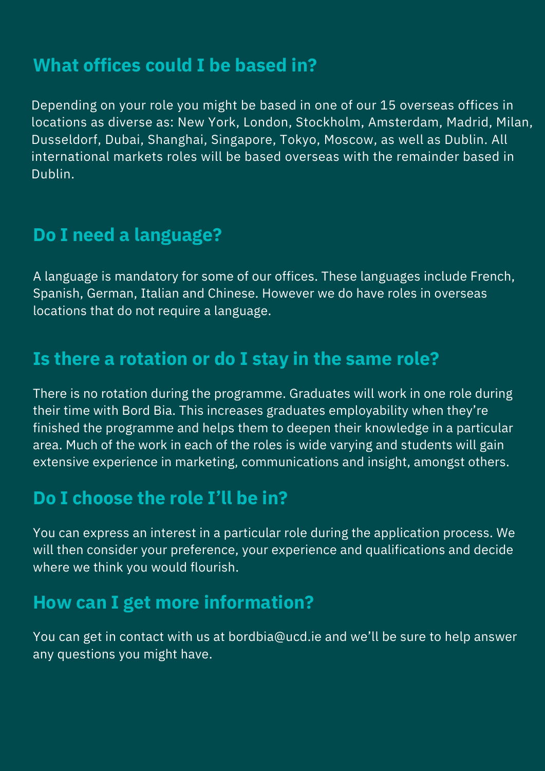## What offices could I be based in?

Depending on your role you might be based in one of our 15 overseas offices in locations as diverse as: New York, London, Stockholm, Amsterdam, Madrid, Milan, Dusseldorf, Dubai, Shanghai, Singapore, Tokyo, Moscow, as well as Dublin. All international markets roles will be based overseas with the remainder based in Dublin.

## Do I need a language?

A language is mandatory for some of our offices. These languages include French, Spanish, German, Italian and Chinese. However we do have roles in overseas locations that do not require a language.

## Is there a rotation or do I stay in the same role?

There is no rotation during the programme. Graduates will work in one role during their time with Bord Bia. This increases graduates employability when they're finished the programme and helps them to deepen their knowledge in a particular area. Much of the work in each of the roles is wide varying and students will gain extensive experience in marketing, communications and insight, amongst others.

## Do I choose the role I'll be in?

You can express an interest in a particular role during the application process. We will then consider your preference, your experience and qualifications and decide where we think you would flourish.

## How can I get more information?

You can get in contact with us at bordbia@ucd.ie and we'll be sure to help answer any questions you might have.